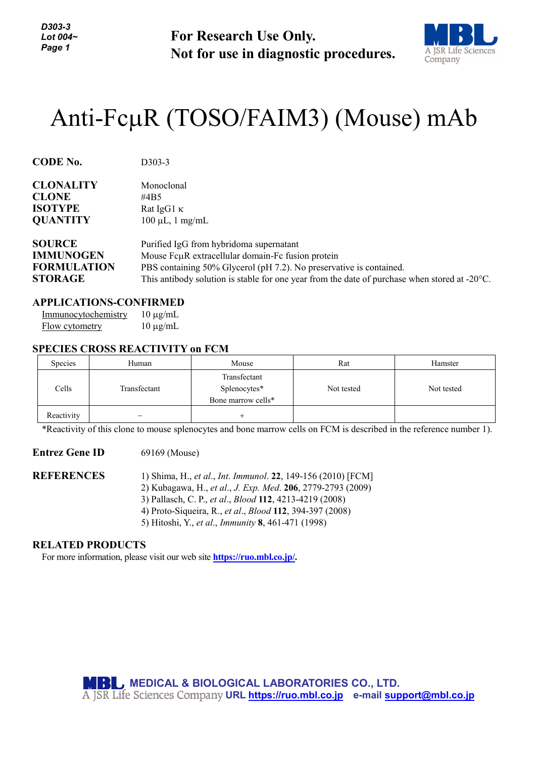For Research Use Only.
Not for use in diagnostic procedures.

# Anti-FcμR (TOSO/FAIM3) (Mouse) mAb

**CODE No.** D303-3

**CLONALITY** Monoclonal
**CLONE** #4B5
**ISOTYPE** Rat IgG1 κ
**QUANTITY** 100 μL, 1 mg/mL

**SOURCE** Purified IgG from hybridoma supernatant
**IMMUNOGEN** Mouse FcμR extracellular domain-Fc fusion protein
**FORMULATION** PBS containing 50% Glycerol (pH 7.2). No preservative is contained.
**STORAGE** This antibody solution is stable for one year from the date of purchase when stored at -20°C.

## APPLICATIONS-CONFIRMED

Immunocytochemistry 10 μg/mL
Flow cytometry 10 μg/mL

## SPECIES CROSS REACTIVITY on FCM

| Species | Human | Mouse | Rat | Hamster |
|---|---|---|---|---|
| Cells | Transfectant | Transfectant<br>Splenocytes*<br>Bone marrow cells* | Not tested | Not tested |
| Reactivity | – | + | | |

*Reactivity of this clone to mouse splenocytes and bone marrow cells on FCM is described in the reference number 1).

**Entrez Gene ID** 69169 (Mouse)

**REFERENCES**
1) Shima, H., *et al*., *Int*. *Immunol*. **22**, 149-156 (2010) [FCM]
2) Kubagawa, H., *et al*., *J. Exp. Med*. **206**, 2779-2793 (2009)
3) Pallasch, C. P., *et al*., *Blood* **112**, 4213-4219 (2008)
4) Proto-Siqueira, R., *et al*., *Blood* **112**, 394-397 (2008)
5) Hitoshi, Y., *et al*., *Immunity* **8**, 461-471 (1998)

## RELATED PRODUCTS

For more information, please visit our web site **https://ruo.mbl.co.jp/**.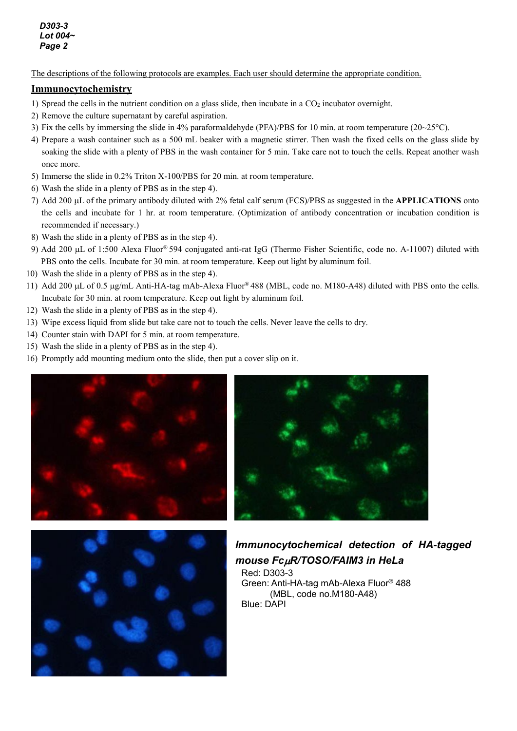The descriptions of the following protocols are examples. Each user should determine the appropriate condition.

## Immunocytochemistry

1) Spread the cells in the nutrient condition on a glass slide, then incubate in a $CO_2$ incubator overnight.
2) Remove the culture supernatant by careful aspiration.
3) Fix the cells by immersing the slide in 4% paraformaldehyde (PFA)/PBS for 10 min. at room temperature (20~25°C).
4) Prepare a wash container such as a 500 mL beaker with a magnetic stirrer. Then wash the fixed cells on the glass slide by soaking the slide with a plenty of PBS in the wash container for 5 min. Take care not to touch the cells. Repeat another wash once more.
5) Immerse the slide in 0.2% Triton X-100/PBS for 20 min. at room temperature.
6) Wash the slide in a plenty of PBS as in the step 4).
7) Add 200 μL of the primary antibody diluted with 2% fetal calf serum (FCS)/PBS as suggested in the **APPLICATIONS** onto the cells and incubate for 1 hr. at room temperature. (Optimization of antibody concentration or incubation condition is recommended if necessary.)
8) Wash the slide in a plenty of PBS as in the step 4).
9) Add 200 μL of 1:500 Alexa Fluor® 594 conjugated anti-rat IgG (Thermo Fisher Scientific, code no. A-11007) diluted with PBS onto the cells. Incubate for 30 min. at room temperature. Keep out light by aluminum foil.
10) Wash the slide in a plenty of PBS as in the step 4).
11) Add 200 μL of 0.5 μg/mL Anti-HA-tag mAb-Alexa Fluor® 488 (MBL, code no. M180-A48) diluted with PBS onto the cells. Incubate for 30 min. at room temperature. Keep out light by aluminum foil.
12) Wash the slide in a plenty of PBS as in the step 4).
13) Wipe excess liquid from slide but take care not to touch the cells. Never leave the cells to dry.
14) Counter stain with DAPI for 5 min. at room temperature.
15) Wash the slide in a plenty of PBS as in the step 4).
16) Promptly add mounting medium onto the slide, then put a cover slip on it.

***Immunocytochemical detection of HA-tagged mouse FcμR/TOSO/FAIM3 in HeLa***

Red: D303-3
Green: Anti-HA-tag mAb-Alexa Fluor® 488 (MBL, code no.M180-A48)
Blue: DAPI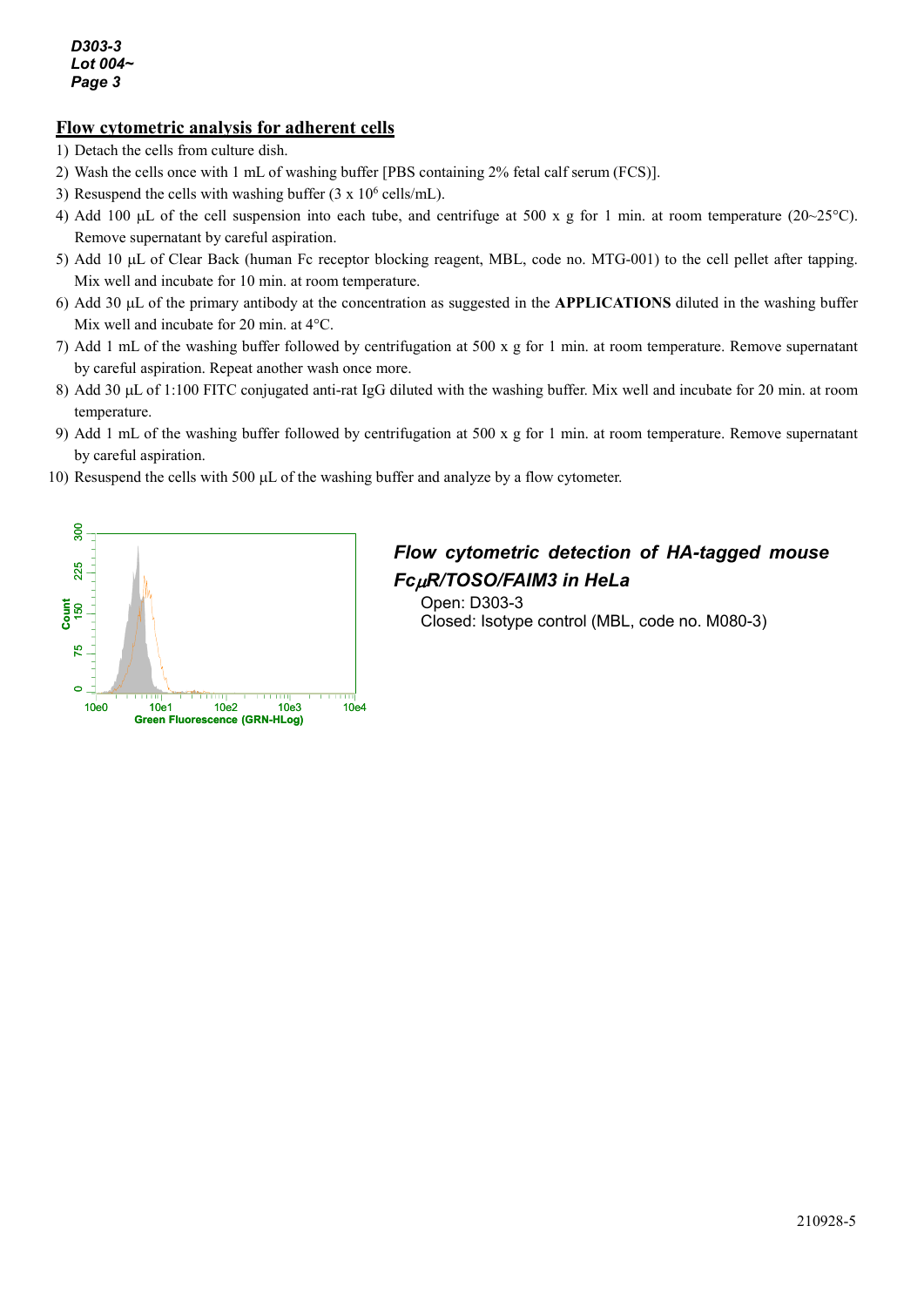## Flow cytometric analysis for adherent cells

1) Detach the cells from culture dish.
2) Wash the cells once with 1 mL of washing buffer [PBS containing 2% fetal calf serum (FCS)].
3) Resuspend the cells with washing buffer (3 x $10^6$ cells/mL).
4) Add 100 µL of the cell suspension into each tube, and centrifuge at 500 x g for 1 min. at room temperature (20~25°C). Remove supernatant by careful aspiration.
5) Add 10 µL of Clear Back (human Fc receptor blocking reagent, MBL, code no. MTG-001) to the cell pellet after tapping. Mix well and incubate for 10 min. at room temperature.
6) Add 30 µL of the primary antibody at the concentration as suggested in the **APPLICATIONS** diluted in the washing buffer Mix well and incubate for 20 min. at 4°C.
7) Add 1 mL of the washing buffer followed by centrifugation at 500 x g for 1 min. at room temperature. Remove supernatant by careful aspiration. Repeat another wash once more.
8) Add 30 µL of 1:100 FITC conjugated anti-rat IgG diluted with the washing buffer. Mix well and incubate for 20 min. at room temperature.
9) Add 1 mL of the washing buffer followed by centrifugation at 500 x g for 1 min. at room temperature. Remove supernatant by careful aspiration.
10) Resuspend the cells with 500 µL of the washing buffer and analyze by a flow cytometer.

Count
0
75
150
225
300
10e0
10e1
10e2
10e3
10e4
Green Fluorescence (GRN-HLog)

***Flow cytometric detection of HA-tagged mouse FcµR/TOSO/FAIM3 in HeLa***

Open: D303-3
Closed: Isotype control (MBL, code no. M080-3)